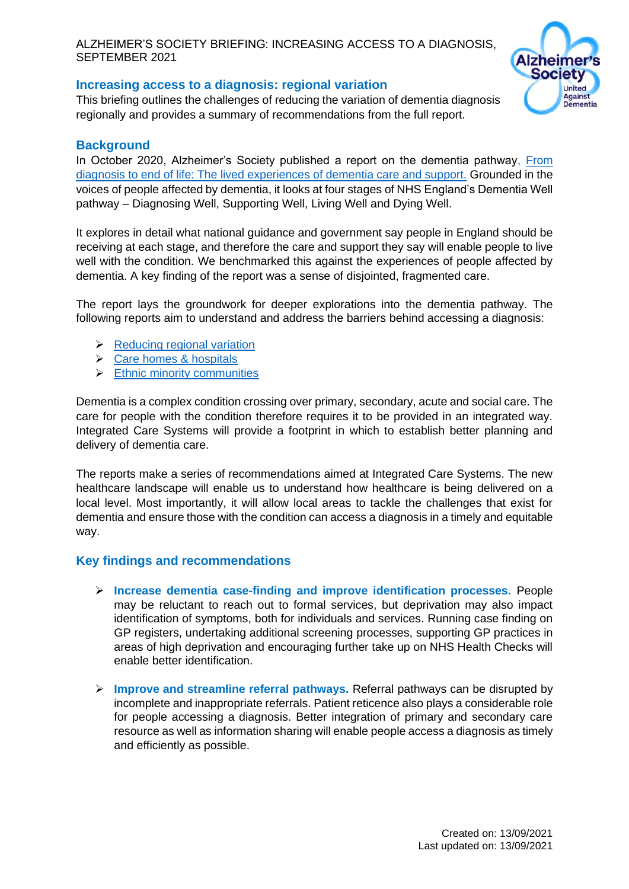ALZHEIMER'S SOCIETY BRIEFING: INCREASING ACCESS TO A DIAGNOSIS, SEPTEMBER 2021

## Increasing access to a diagnosis: regional variation

This briefing outlines the challenges of reducing the variation of dementia diagnosis regionally and provides a summary of recommendations from the full report.

## Background

In October 2020, Alzheimer's Society published a report on the dementia pathway, From diagnosis to end of life: The lived experiences of dementia care and support. Grounded in the voices of people affected by dementia, it looks at four stages of NHS England's Dementia Well pathway – Diagnosing Well, Supporting Well, Living Well and Dying Well.

It explores in detail what national guidance and government say people in England should be receiving at each stage, and therefore the care and support they say will enable people to live well with the condition. We benchmarked this against the experiences of people affected by dementia. A key finding of the report was a sense of disjointed, fragmented care.

The report lays the groundwork for deeper explorations into the dementia pathway. The following reports aim to understand and address the barriers behind accessing a diagnosis:

- Reducing regional variation
- Care homes & hospitals
- Ethnic minority communities

Dementia is a complex condition crossing over primary, secondary, acute and social care. The care for people with the condition therefore requires it to be provided in an integrated way. Integrated Care Systems will provide a footprint in which to establish better planning and delivery of dementia care.

The reports make a series of recommendations aimed at Integrated Care Systems. The new healthcare landscape will enable us to understand how healthcare is being delivered on a local level. Most importantly, it will allow local areas to tackle the challenges that exist for dementia and ensure those with the condition can access a diagnosis in a timely and equitable way.

## Key findings and recommendations

- **Increase dementia case-finding and improve identification processes.** People may be reluctant to reach out to formal services, but deprivation may also impact identification of symptoms, both for individuals and services. Running case finding on GP registers, undertaking additional screening processes, supporting GP practices in areas of high deprivation and encouraging further take up on NHS Health Checks will enable better identification.

- **Improve and streamline referral pathways.** Referral pathways can be disrupted by incomplete and inappropriate referrals. Patient reticence also plays a considerable role for people accessing a diagnosis. Better integration of primary and secondary care resource as well as information sharing will enable people access a diagnosis as timely and efficiently as possible.

Created on: 13/09/2021
Last updated on: 13/09/2021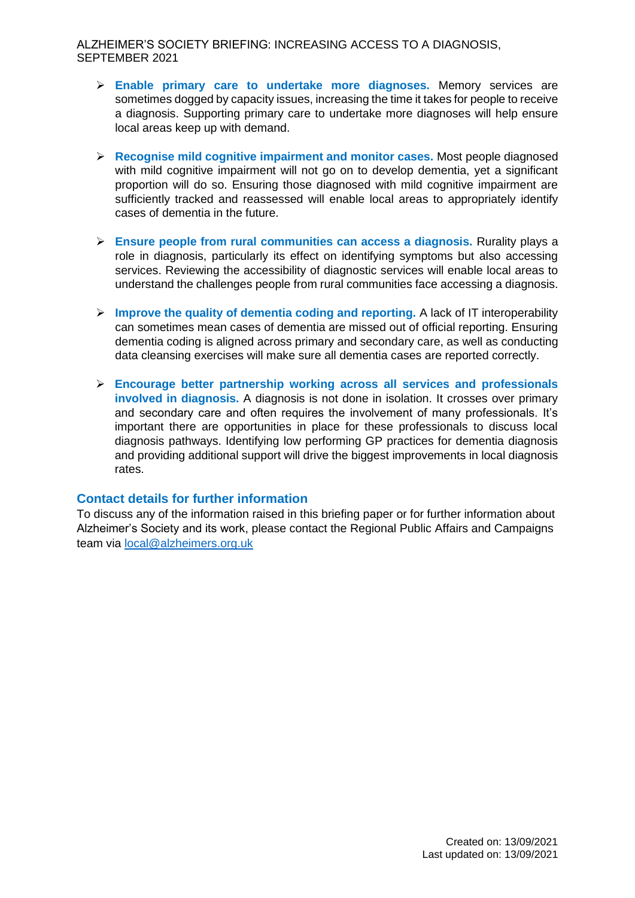- **Enable primary care to undertake more diagnoses.** Memory services are sometimes dogged by capacity issues, increasing the time it takes for people to receive a diagnosis. Supporting primary care to undertake more diagnoses will help ensure local areas keep up with demand.

- **Recognise mild cognitive impairment and monitor cases.** Most people diagnosed with mild cognitive impairment will not go on to develop dementia, yet a significant proportion will do so. Ensuring those diagnosed with mild cognitive impairment are sufficiently tracked and reassessed will enable local areas to appropriately identify cases of dementia in the future.

- **Ensure people from rural communities can access a diagnosis.** Rurality plays a role in diagnosis, particularly its effect on identifying symptoms but also accessing services. Reviewing the accessibility of diagnostic services will enable local areas to understand the challenges people from rural communities face accessing a diagnosis.

- **Improve the quality of dementia coding and reporting.** A lack of IT interoperability can sometimes mean cases of dementia are missed out of official reporting. Ensuring dementia coding is aligned across primary and secondary care, as well as conducting data cleansing exercises will make sure all dementia cases are reported correctly.

- **Encourage better partnership working across all services and professionals involved in diagnosis.** A diagnosis is not done in isolation. It crosses over primary and secondary care and often requires the involvement of many professionals. It's important there are opportunities in place for these professionals to discuss local diagnosis pathways. Identifying low performing GP practices for dementia diagnosis and providing additional support will drive the biggest improvements in local diagnosis rates.

## Contact details for further information

To discuss any of the information raised in this briefing paper or for further information about Alzheimer's Society and its work, please contact the Regional Public Affairs and Campaigns team via local@alzheimers.org.uk

Created on: 13/09/2021
Last updated on: 13/09/2021